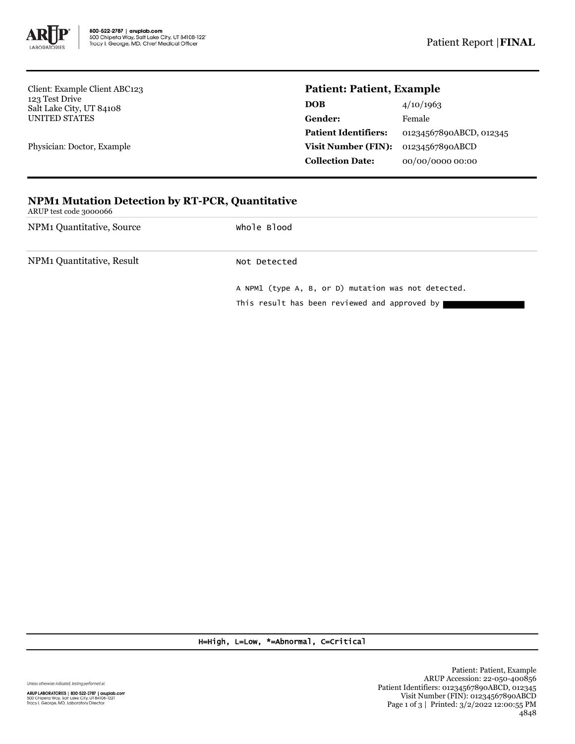800-522-2787 | aruplab.com
500 Chipeta Way, Salt Lake City, UT 84108-1221
Tracy I. George, MD, Chief Medical Officer

Patient Report | **FINAL**

Client: Example Client ABC123
123 Test Drive
Salt Lake City, UT 84108
UNITED STATES

Physician: Doctor, Example

## Patient: Patient, Example

| | |
|---|---|
| **DOB** | 4/10/1963 |
| **Gender:** | Female |
| **Patient Identifiers:** | 01234567890ABCD, 012345 |
| **Visit Number (FIN):** | 01234567890ABCD |
| **Collection Date:** | 00/00/0000 00:00 |

### NPM1 Mutation Detection by RT-PCR, Quantitative

ARUP test code 3000066

| | |
|---|---|
| NPM1 Quantitative, Source | Whole Blood |
| NPM1 Quantitative, Result | Not Detected<br><br>A NPM1 (type A, B, or D) mutation was not detected.<br>This result has been reviewed and approved by |

H=High, L=Low, *=Abnormal, C=Critical

Unless otherwise indicated, testing performed at:

ARUP LABORATORIES | 800-522-2787 | aruplab.com
500 Chipeta Way, Salt Lake City, UT 84108-1221
Tracy I. George, MD, Laboratory Director

Patient: Patient, Example
ARUP Accession: 22-050-400856
Patient Identifiers: 01234567890ABCD, 012345
Visit Number (FIN): 01234567890ABCD
Printed: 3/2/2022 12:00:55 PM
4848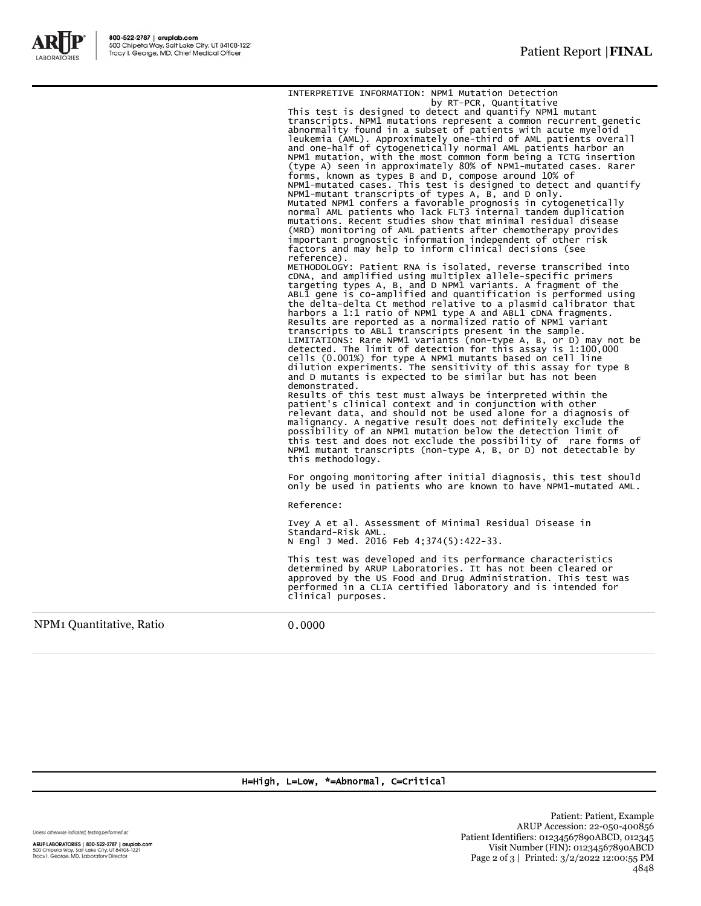INTERPRETIVE INFORMATION: NPM1 Mutation Detection by RT-PCR, Quantitative

This test is designed to detect and quantify NPM1 mutant transcripts. NPM1 mutations represent a common recurrent genetic abnormality found in a subset of patients with acute myeloid leukemia (AML). Approximately one-third of AML patients overall and one-half of cytogenetically normal AML patients harbor an NPM1 mutation, with the most common form being a TCTG insertion (type A) seen in approximately 80% of NPM1-mutated cases. Rarer forms, known as types B and D, compose around 10% of NPM1-mutated cases. This test is designed to detect and quantify NPM1-mutant transcripts of types A, B, and D only.

Mutated NPM1 confers a favorable prognosis in cytogenetically normal AML patients who lack FLT3 internal tandem duplication mutations. Recent studies show that minimal residual disease (MRD) monitoring of AML patients after chemotherapy provides important prognostic information independent of other risk factors and may help to inform clinical decisions (see reference).

METHODOLOGY: Patient RNA is isolated, reverse transcribed into cDNA, and amplified using multiplex allele-specific primers targeting types A, B, and D NPM1 variants. A fragment of the ABL1 gene is co-amplified and quantification is performed using the delta-delta Ct method relative to a plasmid calibrator that harbors a 1:1 ratio of NPM1 type A and ABL1 cDNA fragments. Results are reported as a normalized ratio of NPM1 variant transcripts to ABL1 transcripts present in the sample.

LIMITATIONS: Rare NPM1 variants (non-type A, B, or D) may not be detected. The limit of detection for this assay is 1:100,000 cells (0.001%) for type A NPM1 mutants based on cell line dilution experiments. The sensitivity of this assay for type B and D mutants is expected to be similar but has not been demonstrated.

Results of this test must always be interpreted within the patient's clinical context and in conjunction with other relevant data, and should not be used alone for a diagnosis of malignancy. A negative result does not definitely exclude the possibility of an NPM1 mutation below the detection limit of this test and does not exclude the possibility of rare forms of NPM1 mutant transcripts (non-type A, B, or D) not detectable by this methodology.

For ongoing monitoring after initial diagnosis, this test should only be used in patients who are known to have NPM1-mutated AML.

Reference:

Ivey A et al. Assessment of Minimal Residual Disease in Standard-Risk AML.
N Engl J Med. 2016 Feb 4;374(5):422-33.

This test was developed and its performance characteristics determined by ARUP Laboratories. It has not been cleared or approved by the US Food and Drug Administration. This test was performed in a CLIA certified laboratory and is intended for clinical purposes.

| NPM1 Quantitative, Ratio | 0.0000 |
| --- | --- |

H=High, L=Low, *=Abnormal, C=Critical

Unless otherwise indicated, testing performed at:

ARUP LABORATORIES | 800-522-2787 | aruplab.com
500 Chipeta Way, Salt Lake City, UT 84108-1221
Tracy I. George, MD, Laboratory Director

Patient: Patient, Example
ARUP Accession: 22-050-400856
Patient Identifiers: 01234567890ABCD, 012345
Visit Number (FIN): 01234567890ABCD
Printed: 3/2/2022 12:00:55 PM
4848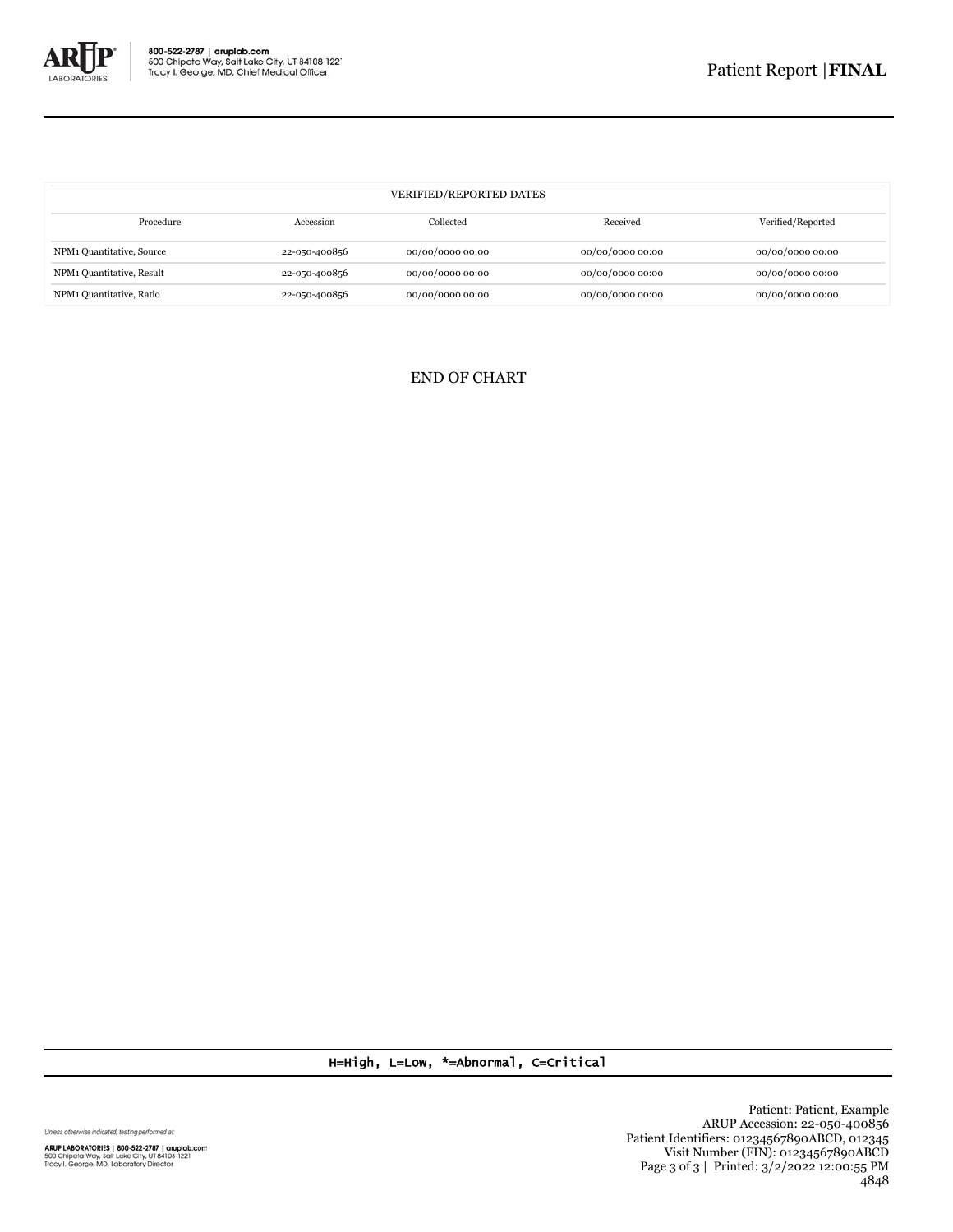| VERIFIED/REPORTED DATES | | | | |
|---|---|---|---|---|
| Procedure | Accession | Collected | Received | Verified/Reported |
| NPM1 Quantitative, Source | 22-050-400856 | 00/00/0000 00:00 | 00/00/0000 00:00 | 00/00/0000 00:00 |
| NPM1 Quantitative, Result | 22-050-400856 | 00/00/0000 00:00 | 00/00/0000 00:00 | 00/00/0000 00:00 |
| NPM1 Quantitative, Ratio | 22-050-400856 | 00/00/0000 00:00 | 00/00/0000 00:00 | 00/00/0000 00:00 |

END OF CHART